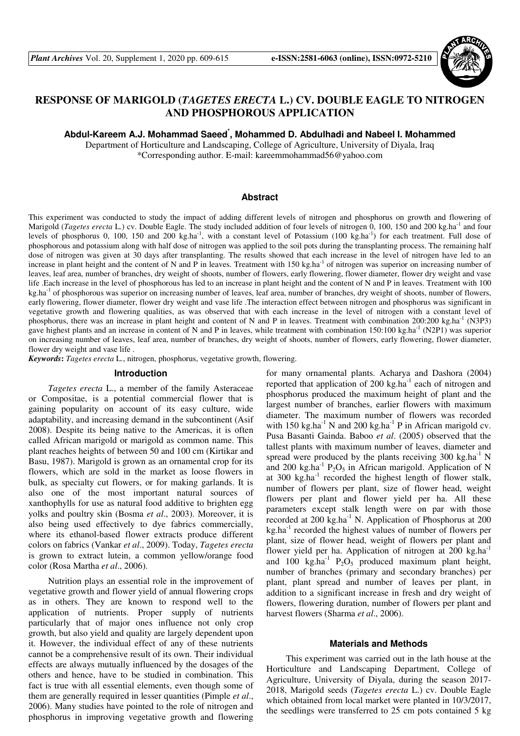# RESPONSE OF MARIGOLD (*TAGETES ERECTA* L.) CV. DOUBLE EAGLE TO NITROGEN AND PHOSPHOROUS APPLICATION

**Abdul-Kareem A.J. Mohammad Saeed*, Mohammed D. Abdulhadi and Nabeel I. Mohammed**

Department of Horticulture and Landscaping, College of Agriculture, University of Diyala, Iraq

*Corresponding author. E-mail: kareemmohammad56@yahoo.com

## Abstract

This experiment was conducted to study the impact of adding different levels of nitrogen and phosphorus on growth and flowering of Marigold (*Tagetes erecta* L.) cv. Double Eagle. The study included addition of four levels of nitrogen 0, 100, 150 and 200 $kg.ha^{-1}$ and four levels of phosphorus 0, 100, 150 and 200 $kg.ha^{-1}$, with a constant level of Potassium (100 $kg.ha^{-1}$) for each treatment. Full dose of phosphorous and potassium along with half dose of nitrogen was applied to the soil pots during the transplanting process. The remaining half dose of nitrogen was given at 30 days after transplanting. The results showed that each increase in the level of nitrogen have led to an increase in plant height and the content of N and P in leaves. Treatment with 150 $kg.ha^{-1}$ of nitrogen was superior on increasing number of leaves, leaf area, number of branches, dry weight of shoots, number of flowers, early flowering, flower diameter, flower dry weight and vase life .Each increase in the level of phosphorous has led to an increase in plant height and the content of N and P in leaves. Treatment with 100 $kg.ha^{-1}$ of phosphorous was superior on increasing number of leaves, leaf area, number of branches, dry weight of shoots, number of flowers, early flowering, flower diameter, flower dry weight and vase life .The interaction effect between nitrogen and phosphorus was significant in vegetative growth and flowering qualities, as was observed that with each increase in the level of nitrogen with a constant level of phosphorus, there was an increase in plant height and content of N and P in leaves. Treatment with combination 200:200 $kg.ha^{-1}$ (N3P3) gave highest plants and an increase in content of N and P in leaves, while treatment with combination 150:100 $kg.ha^{-1}$ (N2P1) was superior on increasing number of leaves, leaf area, number of branches, dry weight of shoots, number of flowers, early flowering, flower diameter, flower dry weight and vase life .

***Keywords*:** *Tagetes erecta* L., nitrogen, phosphorus, vegetative growth, flowering.

## Introduction

*Tagetes erecta* L., a member of the family Asteraceae or Compositae, is a potential commercial flower that is gaining popularity on account of its easy culture, wide adaptability, and increasing demand in the subcontinent (Asif 2008). Despite its being native to the Americas, it is often called African marigold or marigold as common name. This plant reaches heights of between 50 and 100 cm (Kirtikar and Basu, 1987). Marigold is grown as an ornamental crop for its flowers, which are sold in the market as loose flowers in bulk, as specialty cut flowers, or for making garlands. It is also one of the most important natural sources of xanthophylls for use as natural food additive to brighten egg yolks and poultry skin (Bosma *et al*., 2003). Moreover, it is also being used effectively to dye fabrics commercially, where its ethanol-based flower extracts produce different colors on fabrics (Vankar *et al*., 2009). Today, *Tagetes erecta* is grown to extract lutein, a common yellow/orange food color (Rosa Martha *et al*., 2006).

Nutrition plays an essential role in the improvement of vegetative growth and flower yield of annual flowering crops as in others. They are known to respond well to the application of nutrients. Proper supply of nutrients particularly that of major ones influence not only crop growth, but also yield and quality are largely dependent upon it. However, the individual effect of any of these nutrients cannot be a comprehensive result of its own. Their individual effects are always mutually influenced by the dosages of the others and hence, have to be studied in combination. This fact is true with all essential elements, even though some of them are generally required in lesser quantities (Pimple *et al*., 2006). Many studies have pointed to the role of nitrogen and phosphorus in improving vegetative growth and flowering for many ornamental plants. Acharya and Dashora (2004) reported that application of 200 $kg.ha^{-1}$ each of nitrogen and phosphorus produced the maximum height of plant and the largest number of branches, earlier flowers with maximum diameter. The maximum number of flowers was recorded with 150 $kg.ha^{-1}$ N and 200 $kg.ha^{-1}$ P in African marigold cv. Pusa Basanti Gainda. Baboo *et al*. (2005) observed that the tallest plants with maximum number of leaves, diameter and spread were produced by the plants receiving 300 $kg.ha^{-1}$ N and 200 $kg.ha^{-1}$ $P_2O_5$ in African marigold. Application of N at 300 $kg.ha^{-1}$ recorded the highest length of flower stalk, number of flowers per plant, size of flower head, weight flowers per plant and flower yield per ha. All these parameters except stalk length were on par with those recorded at 200 $kg.ha^{-1}$ N. Application of Phosphorus at 200 $kg.ha^{-1}$ recorded the highest values of number of flowers per plant, size of flower head, weight of flowers per plant and flower yield per ha. Application of nitrogen at 200 $kg.ha^{-1}$ and 100 $kg.ha^{-1}$ $P_2O_5$ produced maximum plant height, number of branches (primary and secondary branches) per plant, plant spread and number of leaves per plant, in addition to a significant increase in fresh and dry weight of flowers, flowering duration, number of flowers per plant and harvest flowers (Sharma *et al*., 2006).

## Materials and Methods

This experiment was carried out in the lath house at the Horticulture and Landscaping Department, College of Agriculture, University of Diyala, during the season 2017-2018, Marigold seeds (*Tagetes erecta* L.) cv. Double Eagle which obtained from local market were planted in 10/3/2017, the seedlings were transferred to 25 cm pots contained 5 kg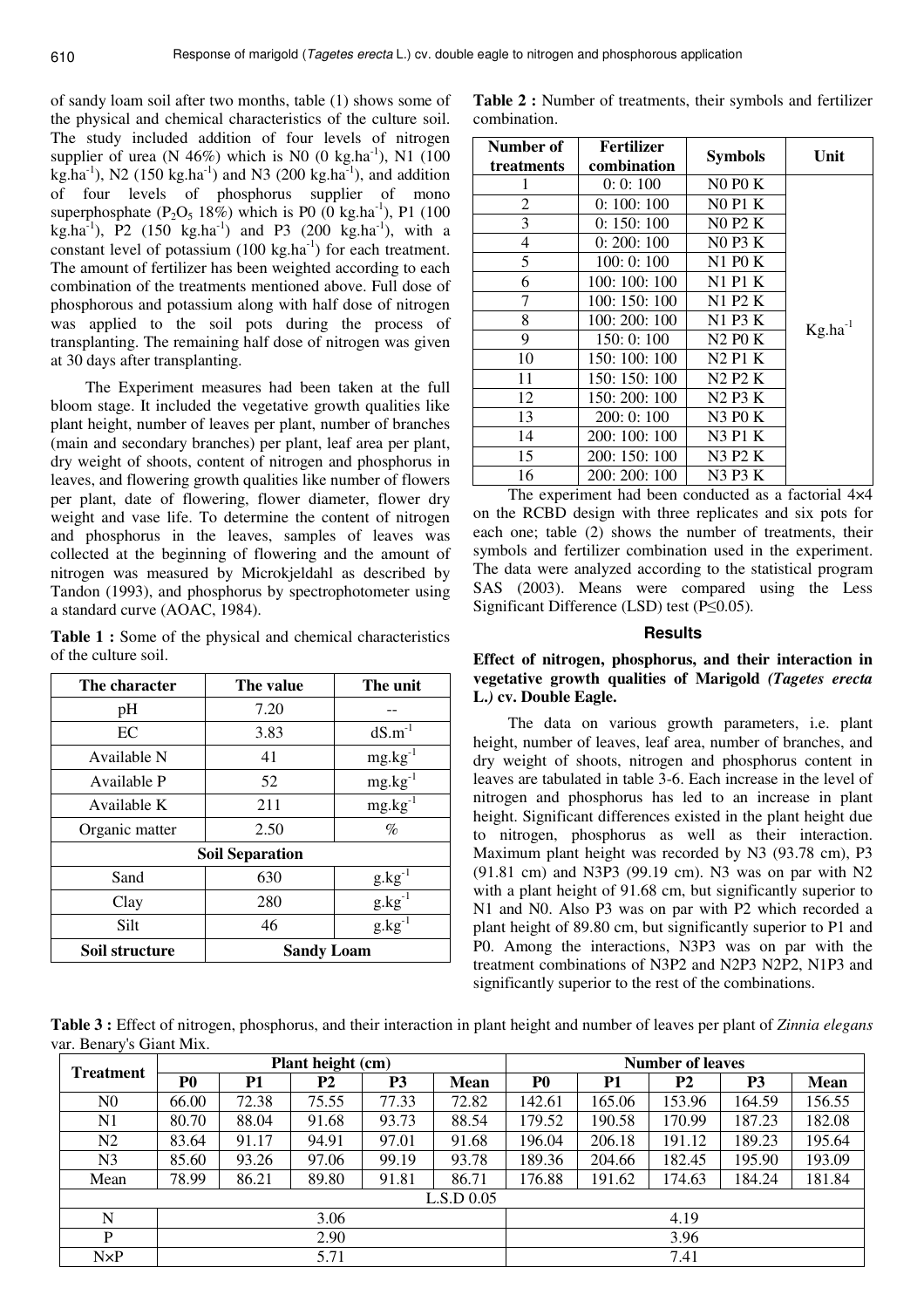of sandy loam soil after two months, table (1) shows some of the physical and chemical characteristics of the culture soil. The study included addition of four levels of nitrogen supplier of urea (N 46%) which is N0 (0 $kg.ha^{-1}$), N1 (100 $kg.ha^{-1}$), N2 (150 $kg.ha^{-1}$) and N3 (200 $kg.ha^{-1}$), and addition of four levels of phosphorus supplier of mono superphosphate ($P_2O_5$ 18%) which is P0 (0 $kg.ha^{-1}$), P1 (100 $kg.ha^{-1}$), P2 (150 $kg.ha^{-1}$) and P3 (200 $kg.ha^{-1}$), with a constant level of potassium (100 $kg.ha^{-1}$) for each treatment. The amount of fertilizer has been weighted according to each combination of the treatments mentioned above. Full dose of phosphorous and potassium along with half dose of nitrogen was applied to the soil pots during the process of transplanting. The remaining half dose of nitrogen was given at 30 days after transplanting.

The Experiment measures had been taken at the full bloom stage. It included the vegetative growth qualities like plant height, number of leaves per plant, number of branches (main and secondary branches) per plant, leaf area per plant, dry weight of shoots, content of nitrogen and phosphorus in leaves, and flowering growth qualities like number of flowers per plant, date of flowering, flower diameter, flower dry weight and vase life. To determine the content of nitrogen and phosphorus in the leaves, samples of leaves was collected at the beginning of flowering and the amount of nitrogen was measured by Microkjeldahl as described by Tandon (1993), and phosphorus by spectrophotometer using a standard curve (AOAC, 1984).

**Table 1 :** Some of the physical and chemical characteristics of the culture soil.

| The character | The value | The unit |
|---|---|---|
| pH | 7.20 | -- |
| EC | 3.83 | $dS.m^{-1}$ |
| Available N | 41 | $mg.kg^{-1}$ |
| Available P | 52 | $mg.kg^{-1}$ |
| Available K | 211 | $mg.kg^{-1}$ |
| Organic matter | 2.50 | % |
| **Soil Separation** | | |
| Sand | 630 | $g.kg^{-1}$ |
| Clay | 280 | $g.kg^{-1}$ |
| Silt | 46 | $g.kg^{-1}$ |
| **Soil structure** | **Sandy Loam** | |

**Table 2 :** Number of treatments, their symbols and fertilizer combination.

| Number of treatments | Fertilizer combination | Symbols | Unit |
|---|---|---|---|
| 1 | 0: 0: 100 | N0 P0 K | $Kg.ha^{-1}$ |
| 2 | 0: 100: 100 | N0 P1 K | |
| 3 | 0: 150: 100 | N0 P2 K | |
| 4 | 0: 200: 100 | N0 P3 K | |
| 5 | 100: 0: 100 | N1 P0 K | |
| 6 | 100: 100: 100 | N1 P1 K | |
| 7 | 100: 150: 100 | N1 P2 K | |
| 8 | 100: 200: 100 | N1 P3 K | |
| 9 | 150: 0: 100 | N2 P0 K | |
| 10 | 150: 100: 100 | N2 P1 K | |
| 11 | 150: 150: 100 | N2 P2 K | |
| 12 | 150: 200: 100 | N2 P3 K | |
| 13 | 200: 0: 100 | N3 P0 K | |
| 14 | 200: 100: 100 | N3 P1 K | |
| 15 | 200: 150: 100 | N3 P2 K | |
| 16 | 200: 200: 100 | N3 P3 K | |

The experiment had been conducted as a factorial 4×4 on the RCBD design with three replicates and six pots for each one; table (2) shows the number of treatments, their symbols and fertilizer combination used in the experiment. The data were analyzed according to the statistical program SAS (2003). Means were compared using the Less Significant Difference (LSD) test ($P \leq 0.05$).

## Results

### Effect of nitrogen, phosphorus, and their interaction in vegetative growth qualities of Marigold *(Tagetes erecta* L.*)* cv. Double Eagle.

The data on various growth parameters, i.e. plant height, number of leaves, leaf area, number of branches, and dry weight of shoots, nitrogen and phosphorus content in leaves are tabulated in table 3-6. Each increase in the level of nitrogen and phosphorus has led to an increase in plant height. Significant differences existed in the plant height due to nitrogen, phosphorus as well as their interaction. Maximum plant height was recorded by N3 (93.78 cm), P3 (91.81 cm) and N3P3 (99.19 cm). N3 was on par with N2 with a plant height of 91.68 cm, but significantly superior to N1 and N0. Also P3 was on par with P2 which recorded a plant height of 89.80 cm, but significantly superior to P1 and P0. Among the interactions, N3P3 was on par with the treatment combinations of N3P2 and N2P3 N2P2, N1P3 and significantly superior to the rest of the combinations.

**Table 3 :** Effect of nitrogen, phosphorus, and their interaction in plant height and number of leaves per plant of *Zinnia elegans* var. Benary's Giant Mix.

| Treatment | Plant height (cm) | | | | | Number of leaves | | | | |
|---|---|---|---|---|---|---|---|---|---|---|
| | P0 | P1 | P2 | P3 | Mean | P0 | P1 | P2 | P3 | Mean |
| N0 | 66.00 | 72.38 | 75.55 | 77.33 | 72.82 | 142.61 | 165.06 | 153.96 | 164.59 | 156.55 |
| N1 | 80.70 | 88.04 | 91.68 | 93.73 | 88.54 | 179.52 | 190.58 | 170.99 | 187.23 | 182.08 |
| N2 | 83.64 | 91.17 | 94.91 | 97.01 | 91.68 | 196.04 | 206.18 | 191.12 | 189.23 | 195.64 |
| N3 | 85.60 | 93.26 | 97.06 | 99.19 | 93.78 | 189.36 | 204.66 | 182.45 | 195.90 | 193.09 |
| Mean | 78.99 | 86.21 | 89.80 | 91.81 | 86.71 | 176.88 | 191.62 | 174.63 | 184.24 | 181.84 |
| L.S.D 0.05 | | | | | | | | | | |
| N | 3.06 | | | | | 4.19 | | | | |
| P | 2.90 | | | | | 3.96 | | | | |
| N×P | 5.71 | | | | | 7.41 | | | | |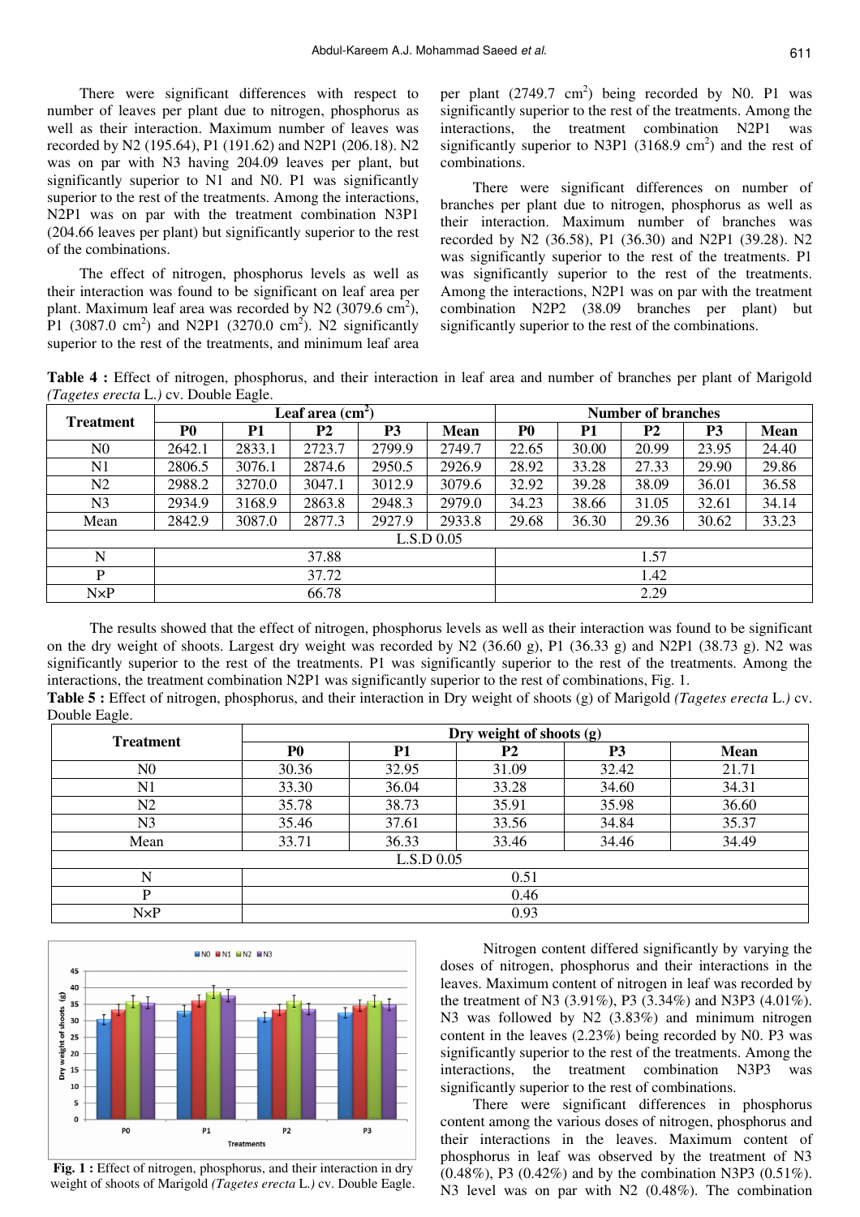There were significant differences with respect to number of leaves per plant due to nitrogen, phosphorus as well as their interaction. Maximum number of leaves was recorded by N2 (195.64), P1 (191.62) and N2P1 (206.18). N2 was on par with N3 having 204.09 leaves per plant, but significantly superior to N1 and N0. P1 was significantly superior to the rest of the treatments. Among the interactions, N2P1 was on par with the treatment combination N3P1 (204.66 leaves per plant) but significantly superior to the rest of the combinations.

The effect of nitrogen, phosphorus levels as well as their interaction was found to be significant on leaf area per plant. Maximum leaf area was recorded by N2 (3079.6 $cm^2$), P1 (3087.0 $cm^2$) and N2P1 (3270.0 $cm^2$). N2 significantly superior to the rest of the treatments, and minimum leaf area per plant (2749.7 $cm^2$) being recorded by N0. P1 was significantly superior to the rest of the treatments. Among the interactions, the treatment combination N2P1 was significantly superior to N3P1 (3168.9 $cm^2$) and the rest of combinations.

There were significant differences on number of branches per plant due to nitrogen, phosphorus as well as their interaction. Maximum number of branches was recorded by N2 (36.58), P1 (36.30) and N2P1 (39.28). N2 was significantly superior to the rest of the treatments. P1 was significantly superior to the rest of the treatments. Among the interactions, N2P1 was on par with the treatment combination N2P2 (38.09 branches per plant) but significantly superior to the rest of the combinations.

**Table 4 :** Effect of nitrogen, phosphorus, and their interaction in leaf area and number of branches per plant of Marigold *(Tagetes erecta* L.*)* cv. Double Eagle.

| Treatment | Leaf area ($cm^2$) | | | | | Number of branches | | | | |
|---|---|---|---|---|---|---|---|---|---|---|
| | **P0** | **P1** | **P2** | **P3** | **Mean** | **P0** | **P1** | **P2** | **P3** | **Mean** |
| N0 | 2642.1 | 2833.1 | 2723.7 | 2799.9 | 2749.7 | 22.65 | 30.00 | 20.99 | 23.95 | 24.40 |
| N1 | 2806.5 | 3076.1 | 2874.6 | 2950.5 | 2926.9 | 28.92 | 33.28 | 27.33 | 29.90 | 29.86 |
| N2 | 2988.2 | 3270.0 | 3047.1 | 3012.9 | 3079.6 | 32.92 | 39.28 | 38.09 | 36.01 | 36.58 |
| N3 | 2934.9 | 3168.9 | 2863.8 | 2948.3 | 2979.0 | 34.23 | 38.66 | 31.05 | 32.61 | 34.14 |
| Mean | 2842.9 | 3087.0 | 2877.3 | 2927.9 | 2933.8 | 29.68 | 36.30 | 29.36 | 30.62 | 33.23 |
| L.S.D 0.05 | | | | | | | | | | |
| N | 37.88 | | | | | 1.57 | | | | |
| P | 37.72 | | | | | 1.42 | | | | |
| N×P | 66.78 | | | | | 2.29 | | | | |

The results showed that the effect of nitrogen, phosphorus levels as well as their interaction was found to be significant on the dry weight of shoots. Largest dry weight was recorded by N2 (36.60 g), P1 (36.33 g) and N2P1 (38.73 g). N2 was significantly superior to the rest of the treatments. P1 was significantly superior to the rest of the treatments. Among the interactions, the treatment combination N2P1 was significantly superior to the rest of combinations, Fig. 1.

**Table 5 :** Effect of nitrogen, phosphorus, and their interaction in Dry weight of shoots (g) of Marigold *(Tagetes erecta* L.*)* cv. Double Eagle.

| Treatment | Dry weight of shoots (g) | | | | |
|---|---|---|---|---|---|
| | **P0** | **P1** | **P2** | **P3** | **Mean** |
| N0 | 30.36 | 32.95 | 31.09 | 32.42 | 21.71 |
| N1 | 33.30 | 36.04 | 33.28 | 34.60 | 34.31 |
| N2 | 35.78 | 38.73 | 35.91 | 35.98 | 36.60 |
| N3 | 35.46 | 37.61 | 33.56 | 34.84 | 35.37 |
| Mean | 33.71 | 36.33 | 33.46 | 34.46 | 34.49 |
| L.S.D 0.05 | | | | | |
| N | 0.51 | | | | |
| P | 0.46 | | | | |
| N×P | 0.93 | | | | |

N0 N1 N2 N3

Dry weight of shoots (g)

45
40
35
30
25
20
15
10
5
0

P0 P1 P2 P3

Treatments

**Fig. 1 :** Effect of nitrogen, phosphorus, and their interaction in dry weight of shoots of Marigold *(Tagetes erecta* L.*)* cv. Double Eagle.

Nitrogen content differed significantly by varying the doses of nitrogen, phosphorus and their interactions in the leaves. Maximum content of nitrogen in leaf was recorded by the treatment of N3 (3.91%), P3 (3.34%) and N3P3 (4.01%). N3 was followed by N2 (3.83%) and minimum nitrogen content in the leaves (2.23%) being recorded by N0. P3 was significantly superior to the rest of the treatments. Among the interactions, the treatment combination N3P3 was significantly superior to the rest of combinations.

There were significant differences in phosphorus content among the various doses of nitrogen, phosphorus and their interactions in the leaves. Maximum content of phosphorus in leaf was observed by the treatment of N3 (0.48%), P3 (0.42%) and by the combination N3P3 (0.51%). N3 level was on par with N2 (0.48%). The combination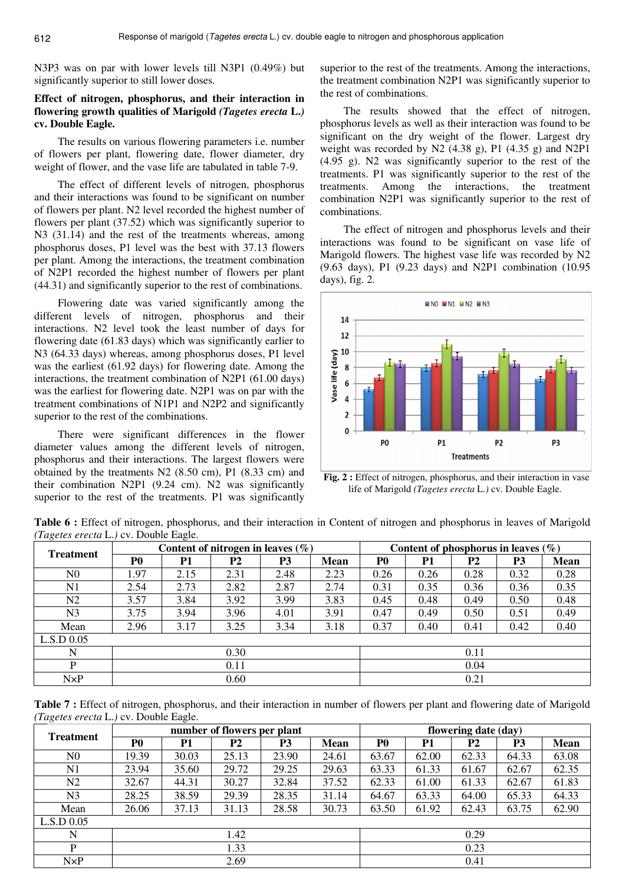N3P3 was on par with lower levels till N3P1 (0.49%) but significantly superior to still lower doses.

**Effect of nitrogen, phosphorus, and their interaction in flowering growth qualities of Marigold *(Tagetes erecta* L.*)* cv. Double Eagle.**

The results on various flowering parameters i.e. number of flowers per plant, flowering date, flower diameter, dry weight of flower, and the vase life are tabulated in table 7-9.

The effect of different levels of nitrogen, phosphorus and their interactions was found to be significant on number of flowers per plant. N2 level recorded the highest number of flowers per plant (37.52) which was significantly superior to N3 (31.14) and the rest of the treatments whereas, among phosphorus doses, P1 level was the best with 37.13 flowers per plant. Among the interactions, the treatment combination of N2P1 recorded the highest number of flowers per plant (44.31) and significantly superior to the rest of combinations.

Flowering date was varied significantly among the different levels of nitrogen, phosphorus and their interactions. N2 level took the least number of days for flowering date (61.83 days) which was significantly earlier to N3 (64.33 days) whereas, among phosphorus doses, P1 level was the earliest (61.92 days) for flowering date. Among the interactions, the treatment combination of N2P1 (61.00 days) was the earliest for flowering date. N2P1 was on par with the treatment combinations of N1P1 and N2P2 and significantly superior to the rest of the combinations.

There were significant differences in the flower diameter values among the different levels of nitrogen, phosphorus and their interactions. The largest flowers were obtained by the treatments N2 (8.50 cm), P1 (8.33 cm) and their combination N2P1 (9.24 cm). N2 was significantly superior to the rest of the treatments. P1 was significantly superior to the rest of the treatments. Among the interactions, the treatment combination N2P1 was significantly superior to the rest of combinations.

The results showed that the effect of nitrogen, phosphorus levels as well as their interaction was found to be significant on the dry weight of the flower. Largest dry weight was recorded by N2 (4.38 g), P1 (4.35 g) and N2P1 (4.95 g). N2 was significantly superior to the rest of the treatments. P1 was significantly superior to the rest of the treatments. Among the interactions, the treatment combination N2P1 was significantly superior to the rest of combinations.

The effect of nitrogen and phosphorus levels and their interactions was found to be significant on vase life of Marigold flowers. The highest vase life was recorded by N2 (9.63 days), P1 (9.23 days) and N2P1 combination (10.95 days), fig. 2.

N0 N1 N2 N3

Vase life (day)

14
12
10
8
6
4
2
0

P0 P1 P2 P3

Treatments

**Fig. 2 :** Effect of nitrogen, phosphorus, and their interaction in vase life of Marigold *(Tagetes erecta* L.*)* cv. Double Eagle.

**Table 6 :** Effect of nitrogen, phosphorus, and their interaction in Content of nitrogen and phosphorus in leaves of Marigold *(Tagetes erecta* L.*)* cv. Double Eagle.

| Treatment | Content of nitrogen in leaves (%) | | | | | Content of phosphorus in leaves (%) | | | | |
|---|---|---|---|---|---|---|---|---|---|---|
| | **P0** | **P1** | **P2** | **P3** | **Mean** | **P0** | **P1** | **P2** | **P3** | **Mean** |
| N0 | 1.97 | 2.15 | 2.31 | 2.48 | 2.23 | 0.26 | 0.26 | 0.28 | 0.32 | 0.28 |
| N1 | 2.54 | 2.73 | 2.82 | 2.87 | 2.74 | 0.31 | 0.35 | 0.36 | 0.36 | 0.35 |
| N2 | 3.57 | 3.84 | 3.92 | 3.99 | 3.83 | 0.45 | 0.48 | 0.49 | 0.50 | 0.48 |
| N3 | 3.75 | 3.94 | 3.96 | 4.01 | 3.91 | 0.47 | 0.49 | 0.50 | 0.51 | 0.49 |
| Mean | 2.96 | 3.17 | 3.25 | 3.34 | 3.18 | 0.37 | 0.40 | 0.41 | 0.42 | 0.40 |
| L.S.D 0.05 | | | | | | | | | | |
| N | 0.30 | | | | | 0.11 | | | | |
| P | 0.11 | | | | | 0.04 | | | | |
| N×P | 0.60 | | | | | 0.21 | | | | |

**Table 7 :** Effect of nitrogen, phosphorus, and their interaction in number of flowers per plant and flowering date of Marigold *(Tagetes erecta* L.*)* cv. Double Eagle.

| Treatment | number of flowers per plant | | | | | flowering date (day) | | | | |
|---|---|---|---|---|---|---|---|---|---|---|
| | **P0** | **P1** | **P2** | **P3** | **Mean** | **P0** | **P1** | **P2** | **P3** | **Mean** |
| N0 | 19.39 | 30.03 | 25.13 | 23.90 | 24.61 | 63.67 | 62.00 | 62.33 | 64.33 | 63.08 |
| N1 | 23.94 | 35.60 | 29.72 | 29.25 | 29.63 | 63.33 | 61.33 | 61.67 | 62.67 | 62.35 |
| N2 | 32.67 | 44.31 | 30.27 | 32.84 | 37.52 | 62.33 | 61.00 | 61.33 | 62.67 | 61.83 |
| N3 | 28.25 | 38.59 | 29.39 | 28.35 | 31.14 | 64.67 | 63.33 | 64.00 | 65.33 | 64.33 |
| Mean | 26.06 | 37.13 | 31.13 | 28.58 | 30.73 | 63.50 | 61.92 | 62.43 | 63.75 | 62.90 |
| L.S.D 0.05 | | | | | | | | | | |
| N | 1.42 | | | | | 0.29 | | | | |
| P | 1.33 | | | | | 0.23 | | | | |
| N×P | 2.69 | | | | | 0.41 | | | | |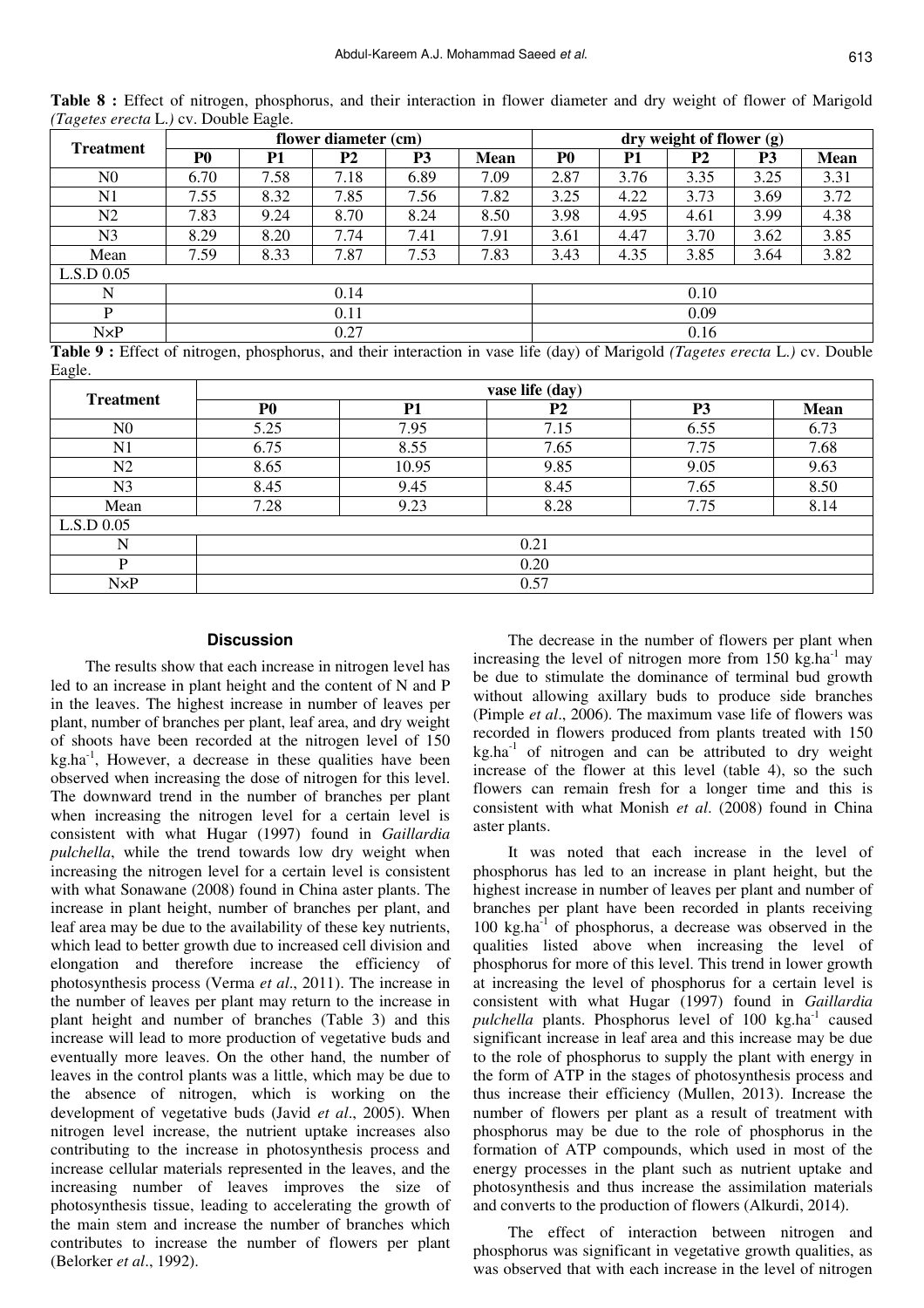**Table 8 :** Effect of nitrogen, phosphorus, and their interaction in flower diameter and dry weight of flower of Marigold *(Tagetes erecta* L.*)* cv. Double Eagle.

| Treatment | flower diameter (cm) | | | | | dry weight of flower (g) | | | | |
|---|---|---|---|---|---|---|---|---|---|---|
| | **P0** | **P1** | **P2** | **P3** | **Mean** | **P0** | **P1** | **P2** | **P3** | **Mean** |
| N0 | 6.70 | 7.58 | 7.18 | 6.89 | 7.09 | 2.87 | 3.76 | 3.35 | 3.25 | 3.31 |
| N1 | 7.55 | 8.32 | 7.85 | 7.56 | 7.82 | 3.25 | 4.22 | 3.73 | 3.69 | 3.72 |
| N2 | 7.83 | 9.24 | 8.70 | 8.24 | 8.50 | 3.98 | 4.95 | 4.61 | 3.99 | 4.38 |
| N3 | 8.29 | 8.20 | 7.74 | 7.41 | 7.91 | 3.61 | 4.47 | 3.70 | 3.62 | 3.85 |
| Mean | 7.59 | 8.33 | 7.87 | 7.53 | 7.83 | 3.43 | 4.35 | 3.85 | 3.64 | 3.82 |
| L.S.D 0.05 | | | | | | | | | | |
| N | 0.14 | | | | | 0.10 | | | | |
| P | 0.11 | | | | | 0.09 | | | | |
| N×P | 0.27 | | | | | 0.16 | | | | |

**Table 9 :** Effect of nitrogen, phosphorus, and their interaction in vase life (day) of Marigold *(Tagetes erecta* L.*)* cv. Double Eagle.

| Treatment | vase life (day) | | | | |
|---|---|---|---|---|---|
| | **P0** | **P1** | **P2** | **P3** | **Mean** |
| N0 | 5.25 | 7.95 | 7.15 | 6.55 | 6.73 |
| N1 | 6.75 | 8.55 | 7.65 | 7.75 | 7.68 |
| N2 | 8.65 | 10.95 | 9.85 | 9.05 | 9.63 |
| N3 | 8.45 | 9.45 | 8.45 | 7.65 | 8.50 |
| Mean | 7.28 | 9.23 | 8.28 | 7.75 | 8.14 |
| L.S.D 0.05 | | | | | |
| N | 0.21 | | | | |
| P | 0.20 | | | | |
| N×P | 0.57 | | | | |

## Discussion

The results show that each increase in nitrogen level has led to an increase in plant height and the content of N and P in the leaves. The highest increase in number of leaves per plant, number of branches per plant, leaf area, and dry weight of shoots have been recorded at the nitrogen level of 150 kg.ha$^{-1}$, However, a decrease in these qualities have been observed when increasing the dose of nitrogen for this level. The downward trend in the number of branches per plant when increasing the nitrogen level for a certain level is consistent with what Hugar (1997) found in *Gaillardia pulchella*, while the trend towards low dry weight when increasing the nitrogen level for a certain level is consistent with what Sonawane (2008) found in China aster plants. The increase in plant height, number of branches per plant, and leaf area may be due to the availability of these key nutrients, which lead to better growth due to increased cell division and elongation and therefore increase the efficiency of photosynthesis process (Verma *et al*., 2011). The increase in the number of leaves per plant may return to the increase in plant height and number of branches (Table 3) and this increase will lead to more production of vegetative buds and eventually more leaves. On the other hand, the number of leaves in the control plants was a little, which may be due to the absence of nitrogen, which is working on the development of vegetative buds (Javid *et al*., 2005). When nitrogen level increase, the nutrient uptake increases also contributing to the increase in photosynthesis process and increase cellular materials represented in the leaves, and the increasing number of leaves improves the size of photosynthesis tissue, leading to accelerating the growth of the main stem and increase the number of branches which contributes to increase the number of flowers per plant (Belorker *et al*., 1992).

The decrease in the number of flowers per plant when increasing the level of nitrogen more from 150 kg.ha$^{-1}$ may be due to stimulate the dominance of terminal bud growth without allowing axillary buds to produce side branches (Pimple *et al*., 2006). The maximum vase life of flowers was recorded in flowers produced from plants treated with 150 kg.ha$^{-1}$ of nitrogen and can be attributed to dry weight increase of the flower at this level (table 4), so the such flowers can remain fresh for a longer time and this is consistent with what Monish *et al*. (2008) found in China aster plants.

It was noted that each increase in the level of phosphorus has led to an increase in plant height, but the highest increase in number of leaves per plant and number of branches per plant have been recorded in plants receiving 100 kg.ha$^{-1}$ of phosphorus, a decrease was observed in the qualities listed above when increasing the level of phosphorus for more of this level. This trend in lower growth at increasing the level of phosphorus for a certain level is consistent with what Hugar (1997) found in *Gaillardia pulchella* plants. Phosphorus level of 100 kg.ha$^{-1}$ caused significant increase in leaf area and this increase may be due to the role of phosphorus to supply the plant with energy in the form of ATP in the stages of photosynthesis process and thus increase their efficiency (Mullen, 2013). Increase the number of flowers per plant as a result of treatment with phosphorus may be due to the role of phosphorus in the formation of ATP compounds, which used in most of the energy processes in the plant such as nutrient uptake and photosynthesis and thus increase the assimilation materials and converts to the production of flowers (Alkurdi, 2014).

The effect of interaction between nitrogen and phosphorus was significant in vegetative growth qualities, as was observed that with each increase in the level of nitrogen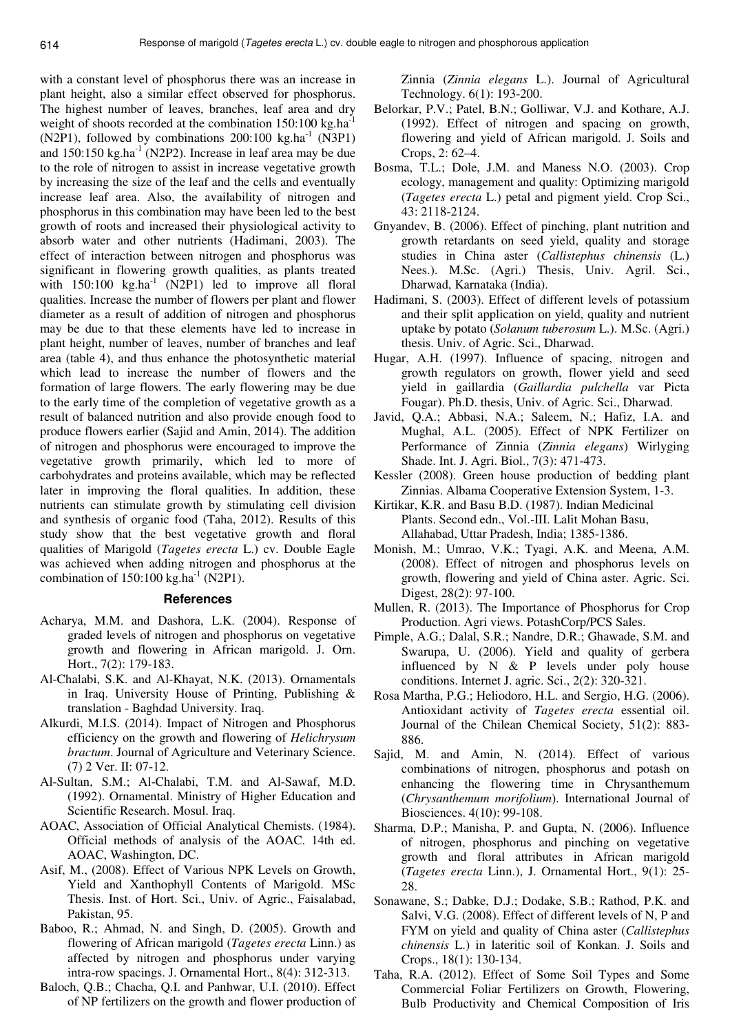with a constant level of phosphorus there was an increase in plant height, also a similar effect observed for phosphorus. The highest number of leaves, branches, leaf area and dry weight of shoots recorded at the combination 150:100 kg.ha$^{-1}$ (N2P1), followed by combinations 200:100 kg.ha$^{-1}$ (N3P1) and 150:150 kg.ha$^{-1}$ (N2P2). Increase in leaf area may be due to the role of nitrogen to assist in increase vegetative growth by increasing the size of the leaf and the cells and eventually increase leaf area. Also, the availability of nitrogen and phosphorus in this combination may have been led to the best growth of roots and increased their physiological activity to absorb water and other nutrients (Hadimani, 2003). The effect of interaction between nitrogen and phosphorus was significant in flowering growth qualities, as plants treated with 150:100 kg.ha$^{-1}$ (N2P1) led to improve all floral qualities. Increase the number of flowers per plant and flower diameter as a result of addition of nitrogen and phosphorus may be due to that these elements have led to increase in plant height, number of leaves, number of branches and leaf area (table 4), and thus enhance the photosynthetic material which lead to increase the number of flowers and the formation of large flowers. The early flowering may be due to the early time of the completion of vegetative growth as a result of balanced nutrition and also provide enough food to produce flowers earlier (Sajid and Amin, 2014). The addition of nitrogen and phosphorus were encouraged to improve the vegetative growth primarily, which led to more of carbohydrates and proteins available, which may be reflected later in improving the floral qualities. In addition, these nutrients can stimulate growth by stimulating cell division and synthesis of organic food (Taha, 2012). Results of this study show that the best vegetative growth and floral qualities of Marigold (*Tagetes erecta* L.) cv. Double Eagle was achieved when adding nitrogen and phosphorus at the combination of 150:100 kg.ha$^{-1}$ (N2P1).

## References

Acharya, M.M. and Dashora, L.K. (2004). Response of graded levels of nitrogen and phosphorus on vegetative growth and flowering in African marigold. J. Orn. Hort., 7(2): 179-183.

Al-Chalabi, S.K. and Al-Khayat, N.K. (2013). Ornamentals in Iraq. University House of Printing, Publishing & translation - Baghdad University. Iraq.

Alkurdi, M.I.S. (2014). Impact of Nitrogen and Phosphorus efficiency on the growth and flowering of *Helichrysum bractum*. Journal of Agriculture and Veterinary Science. (7) 2 Ver. II: 07-12.

Al-Sultan, S.M.; Al-Chalabi, T.M. and Al-Sawaf, M.D. (1992). Ornamental. Ministry of Higher Education and Scientific Research. Mosul. Iraq.

AOAC, Association of Official Analytical Chemists. (1984). Official methods of analysis of the AOAC. 14th ed. AOAC, Washington, DC.

Asif, M., (2008). Effect of Various NPK Levels on Growth, Yield and Xanthophyll Contents of Marigold. MSc Thesis. Inst. of Hort. Sci., Univ. of Agric., Faisalabad, Pakistan, 95.

Baboo, R.; Ahmad, N. and Singh, D. (2005). Growth and flowering of African marigold (*Tagetes erecta* Linn.) as affected by nitrogen and phosphorus under varying intra-row spacings. J. Ornamental Hort., 8(4): 312-313.

Baloch, Q.B.; Chacha, Q.I. and Panhwar, U.I. (2010). Effect of NP fertilizers on the growth and flower production of Zinnia (*Zinnia elegans* L.). Journal of Agricultural Technology. 6(1): 193-200.

Belorkar, P.V.; Patel, B.N.; Golliwar, V.J. and Kothare, A.J. (1992). Effect of nitrogen and spacing on growth, flowering and yield of African marigold. J. Soils and Crops, 2: 62–4.

Bosma, T.L.; Dole, J.M. and Maness N.O. (2003). Crop ecology, management and quality: Optimizing marigold (*Tagetes erecta* L.) petal and pigment yield. Crop Sci., 43: 2118-2124.

Gnyandev, B. (2006). Effect of pinching, plant nutrition and growth retardants on seed yield, quality and storage studies in China aster (*Callistephus chinensis* (L.) Nees.). M.Sc. (Agri.) Thesis, Univ. Agril. Sci., Dharwad, Karnataka (India).

Hadimani, S. (2003). Effect of different levels of potassium and their split application on yield, quality and nutrient uptake by potato (*Solanum tuberosum* L.). M.Sc. (Agri.) thesis. Univ. of Agric. Sci., Dharwad.

Hugar, A.H. (1997). Influence of spacing, nitrogen and growth regulators on growth, flower yield and seed yield in gaillardia (*Gaillardia pulchella* var Picta Fougar). Ph.D. thesis, Univ. of Agric. Sci., Dharwad.

Javid, Q.A.; Abbasi, N.A.; Saleem, N.; Hafiz, I.A. and Mughal, A.L. (2005). Effect of NPK Fertilizer on Performance of Zinnia (*Zinnia elegans*) Wirlyging Shade. Int. J. Agri. Biol., 7(3): 471-473.

Kessler (2008). Green house production of bedding plant Zinnias. Albama Cooperative Extension System, 1-3.

Kirtikar, K.R. and Basu B.D. (1987). Indian Medicinal Plants. Second edn., Vol.-III. Lalit Mohan Basu, Allahabad, Uttar Pradesh, India; 1385-1386.

Monish, M.; Umrao, V.K.; Tyagi, A.K. and Meena, A.M. (2008). Effect of nitrogen and phosphorus levels on growth, flowering and yield of China aster. Agric. Sci. Digest, 28(2): 97-100.

Mullen, R. (2013). The Importance of Phosphorus for Crop Production. Agri views. PotashCorp/PCS Sales.

Pimple, A.G.; Dalal, S.R.; Nandre, D.R.; Ghawade, S.M. and Swarupa, U. (2006). Yield and quality of gerbera influenced by N & P levels under poly house conditions. Internet J. agric. Sci., 2(2): 320-321.

Rosa Martha, P.G.; Heliodoro, H.L. and Sergio, H.G. (2006). Antioxidant activity of *Tagetes erecta* essential oil. Journal of the Chilean Chemical Society, 51(2): 883-886.

Sajid, M. and Amin, N. (2014). Effect of various combinations of nitrogen, phosphorus and potash on enhancing the flowering time in Chrysanthemum (*Chrysanthemum morifolium*). International Journal of Biosciences. 4(10): 99-108.

Sharma, D.P.; Manisha, P. and Gupta, N. (2006). Influence of nitrogen, phosphorus and pinching on vegetative growth and floral attributes in African marigold (*Tagetes erecta* Linn.), J. Ornamental Hort., 9(1): 25-28.

Sonawane, S.; Dabke, D.J.; Dodake, S.B.; Rathod, P.K. and Salvi, V.G. (2008). Effect of different levels of N, P and FYM on yield and quality of China aster (*Callistephus chinensis* L.) in lateritic soil of Konkan. J. Soils and Crops., 18(1): 130-134.

Taha, R.A. (2012). Effect of Some Soil Types and Some Commercial Foliar Fertilizers on Growth, Flowering, Bulb Productivity and Chemical Composition of Iris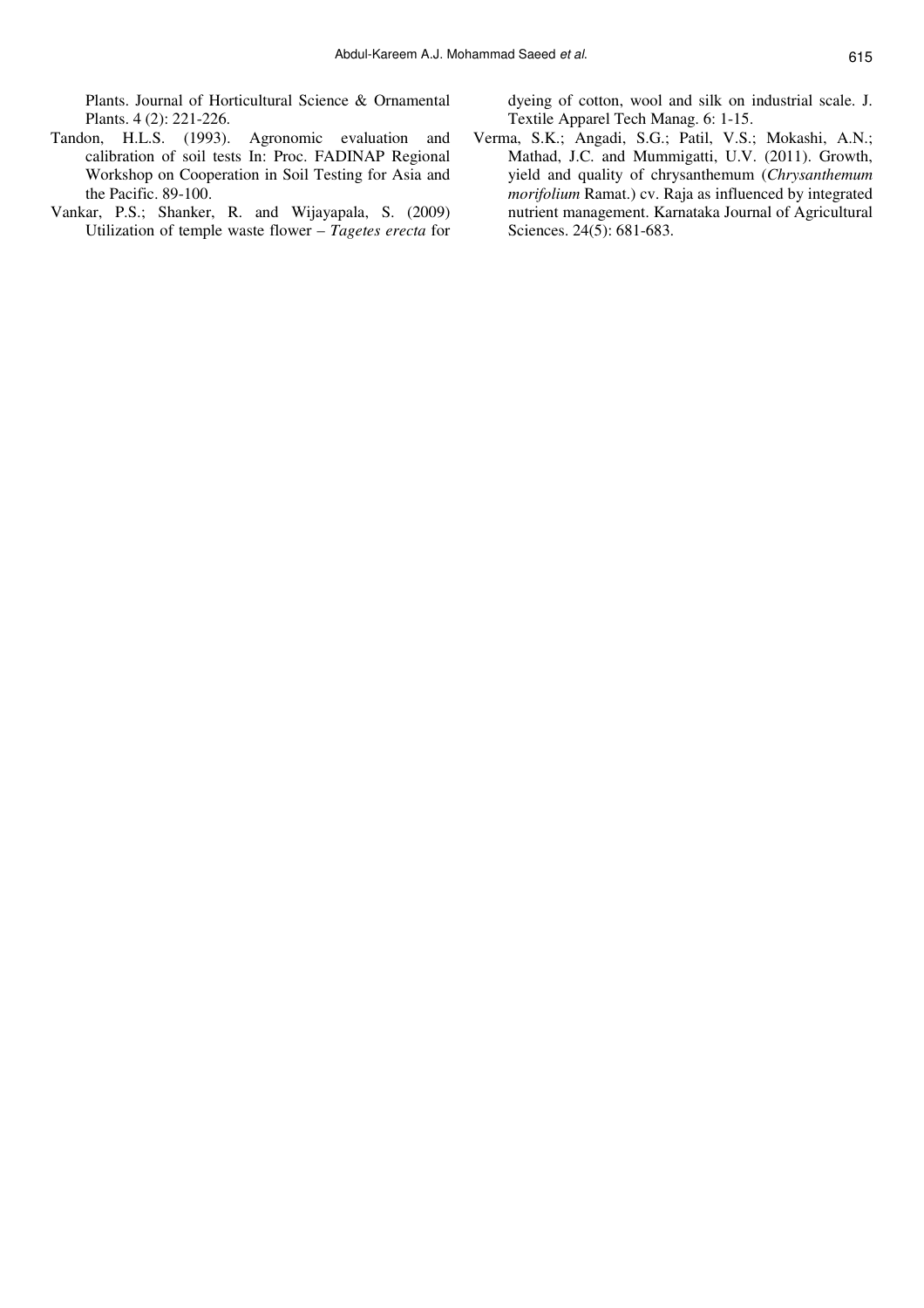Plants. Journal of Horticultural Science & Ornamental Plants. 4 (2): 221-226.

Tandon, H.L.S. (1993). Agronomic evaluation and calibration of soil tests In: Proc. FADINAP Regional Workshop on Cooperation in Soil Testing for Asia and the Pacific. 89-100.

Vankar, P.S.; Shanker, R. and Wijayapala, S. (2009) Utilization of temple waste flower – *Tagetes erecta* for dyeing of cotton, wool and silk on industrial scale. J. Textile Apparel Tech Manag. 6: 1-15.

Verma, S.K.; Angadi, S.G.; Patil, V.S.; Mokashi, A.N.; Mathad, J.C. and Mummigatti, U.V. (2011). Growth, yield and quality of chrysanthemum (*Chrysanthemum morifolium* Ramat.) cv. Raja as influenced by integrated nutrient management. Karnataka Journal of Agricultural Sciences. 24(5): 681-683.